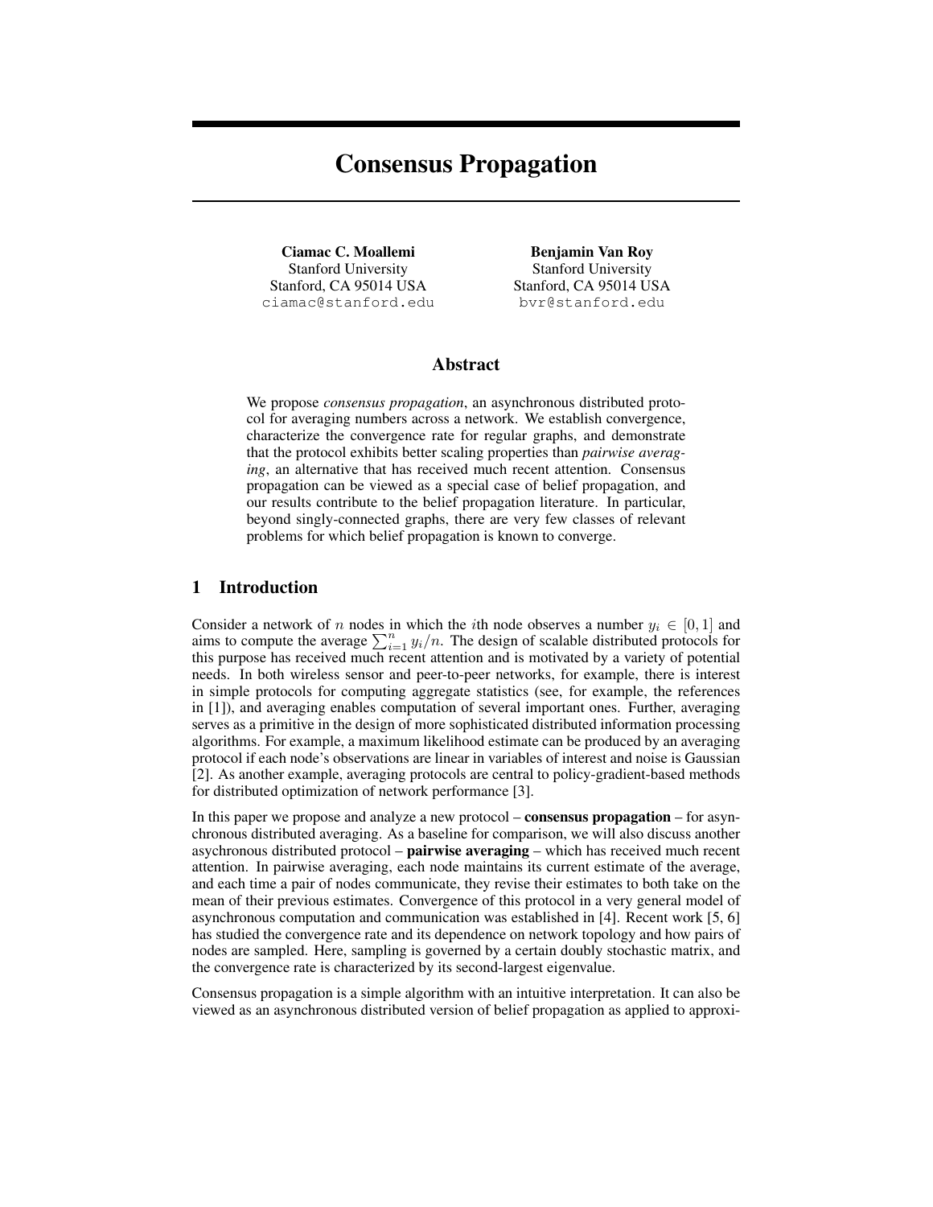# Consensus Propagation

**Ciamac C. Moallemi**
Stanford University
Stanford, CA 95014 USA
ciamac@stanford.edu

**Benjamin Van Roy**
Stanford University
Stanford, CA 95014 USA
bvr@stanford.edu

## Abstract

We propose *consensus propagation*, an asynchronous distributed protocol for averaging numbers across a network. We establish convergence, characterize the convergence rate for regular graphs, and demonstrate that the protocol exhibits better scaling properties than *pairwise averaging*, an alternative that has received much recent attention. Consensus propagation can be viewed as a special case of belief propagation, and our results contribute to the belief propagation literature. In particular, beyond singly-connected graphs, there are very few classes of relevant problems for which belief propagation is known to converge.

## 1 Introduction

Consider a network of $n$ nodes in which the $i$th node observes a number $y_i \in [0, 1]$ and aims to compute the average $\sum_{i=1}^{n} y_i/n$. The design of scalable distributed protocols for this purpose has received much recent attention and is motivated by a variety of potential needs. In both wireless sensor and peer-to-peer networks, for example, there is interest in simple protocols for computing aggregate statistics (see, for example, the references in [1]), and averaging enables computation of several important ones. Further, averaging serves as a primitive in the design of more sophisticated distributed information processing algorithms. For example, a maximum likelihood estimate can be produced by an averaging protocol if each node's observations are linear in variables of interest and noise is Gaussian [2]. As another example, averaging protocols are central to policy-gradient-based methods for distributed optimization of network performance [3].

In this paper we propose and analyze a new protocol – **consensus propagation** – for asynchronous distributed averaging. As a baseline for comparison, we will also discuss another asychronous distributed protocol – **pairwise averaging** – which has received much recent attention. In pairwise averaging, each node maintains its current estimate of the average, and each time a pair of nodes communicate, they revise their estimates to both take on the mean of their previous estimates. Convergence of this protocol in a very general model of asynchronous computation and communication was established in [4]. Recent work [5, 6] has studied the convergence rate and its dependence on network topology and how pairs of nodes are sampled. Here, sampling is governed by a certain doubly stochastic matrix, and the convergence rate is characterized by its second-largest eigenvalue.

Consensus propagation is a simple algorithm with an intuitive interpretation. It can also be viewed as an asynchronous distributed version of belief propagation as applied to approxi-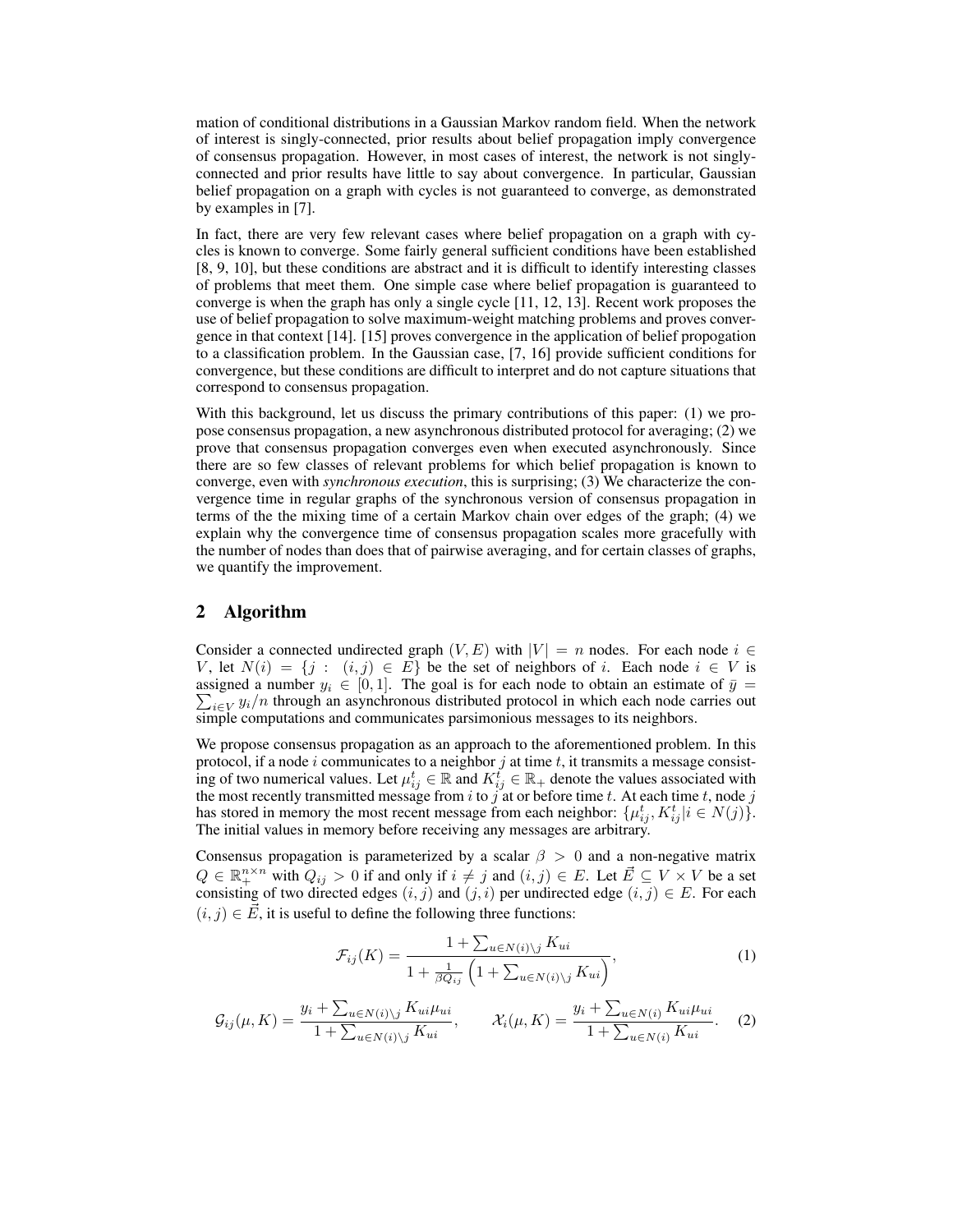mation of conditional distributions in a Gaussian Markov random field. When the network of interest is singly-connected, prior results about belief propagation imply convergence of consensus propagation. However, in most cases of interest, the network is not singly-connected and prior results have little to say about convergence. In particular, Gaussian belief propagation on a graph with cycles is not guaranteed to converge, as demonstrated by examples in [7].

In fact, there are very few relevant cases where belief propagation on a graph with cycles is known to converge. Some fairly general sufficient conditions have been established [8, 9, 10], but these conditions are abstract and it is difficult to identify interesting classes of problems that meet them. One simple case where belief propagation is guaranteed to converge is when the graph has only a single cycle [11, 12, 13]. Recent work proposes the use of belief propagation to solve maximum-weight matching problems and proves convergence in that context [14]. [15] proves convergence in the application of belief propogation to a classification problem. In the Gaussian case, [7, 16] provide sufficient conditions for convergence, but these conditions are difficult to interpret and do not capture situations that correspond to consensus propagation.

With this background, let us discuss the primary contributions of this paper: (1) we propose consensus propagation, a new asynchronous distributed protocol for averaging; (2) we prove that consensus propagation converges even when executed asynchronously. Since there are so few classes of relevant problems for which belief propagation is known to converge, even with *synchronous execution*, this is surprising; (3) We characterize the convergence time in regular graphs of the synchronous version of consensus propagation in terms of the the mixing time of a certain Markov chain over edges of the graph; (4) we explain why the convergence time of consensus propagation scales more gracefully with the number of nodes than does that of pairwise averaging, and for certain classes of graphs, we quantify the improvement.

## 2 Algorithm

Consider a connected undirected graph $(V, E)$ with $|V| = n$ nodes. For each node $i \in V$, let $N(i) = \{j : (i,j) \in E\}$ be the set of neighbors of $i$. Each node $i \in V$ is assigned a number $y_i \in [0, 1]$. The goal is for each node to obtain an estimate of $\bar{y} = \sum_{i \in V} y_i / n$ through an asynchronous distributed protocol in which each node carries out simple computations and communicates parsimonious messages to its neighbors.

We propose consensus propagation as an approach to the aforementioned problem. In this protocol, if a node $i$ communicates to a neighbor $j$ at time $t$, it transmits a message consisting of two numerical values. Let $\mu_{ij}^t \in \mathbb{R}$ and $K_{ij}^t \in \mathbb{R}_+$ denote the values associated with the most recently transmitted message from $i$ to $j$ at or before time $t$. At each time $t$, node $j$ has stored in memory the most recent message from each neighbor: $\{\mu_{ij}^t, K_{ij}^t | i \in N(j)\}$. The initial values in memory before receiving any messages are arbitrary.

Consensus propagation is parameterized by a scalar $\beta > 0$ and a non-negative matrix $Q \in \mathbb{R}_+^{n \times n}$ with $Q_{ij} > 0$ if and only if $i \neq j$ and $(i,j) \in E$. Let $\vec{E} \subseteq V \times V$ be a set consisting of two directed edges $(i,j)$ and $(j,i)$ per undirected edge $(i,j) \in E$. For each $(i,j) \in \vec{E}$, it is useful to define the following three functions:

$$\mathcal{F}_{ij}(K) = \frac{1 + \sum_{u \in N(i) \setminus j} K_{ui}}{1 + \frac{1}{\beta Q_{ij}} \left(1 + \sum_{u \in N(i) \setminus j} K_{ui}\right)}, \tag{1}$$

$$\mathcal{G}_{ij}(\mu, K) = \frac{y_i + \sum_{u \in N(i) \setminus j} K_{ui} \mu_{ui}}{1 + \sum_{u \in N(i) \setminus j} K_{ui}}, \qquad \mathcal{X}_i(\mu, K) = \frac{y_i + \sum_{u \in N(i)} K_{ui} \mu_{ui}}{1 + \sum_{u \in N(i)} K_{ui}}. \tag{2}$$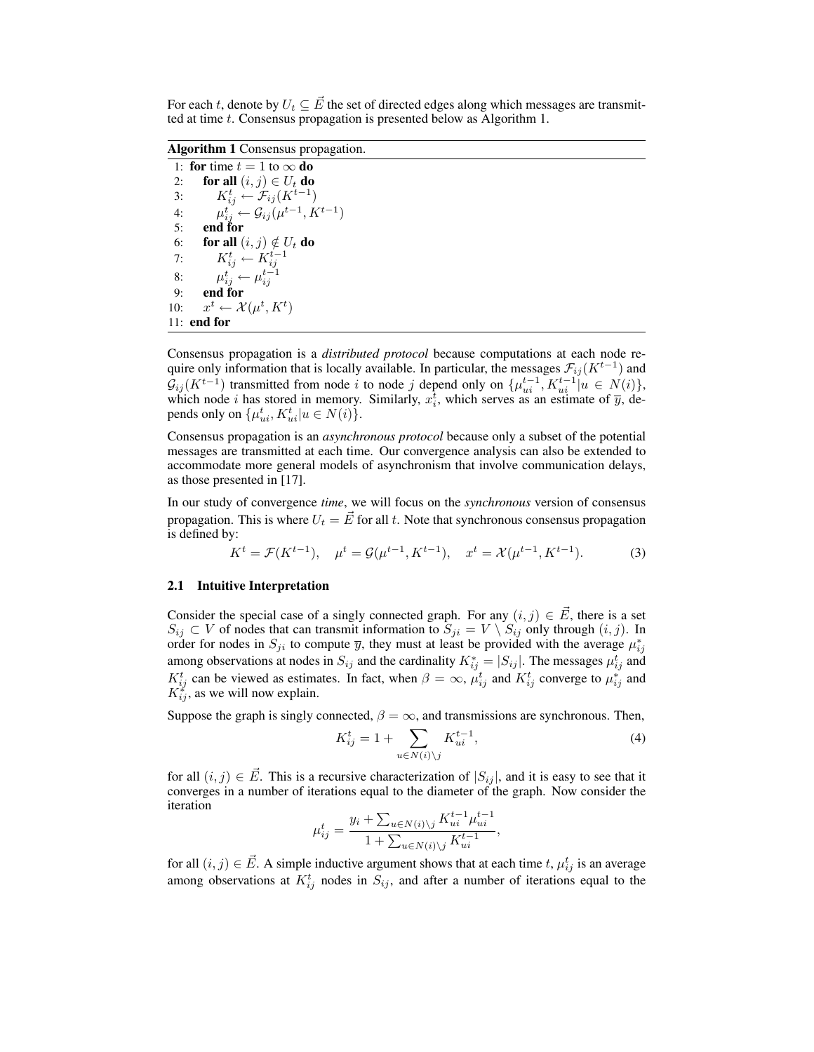For each $t$, denote by $U_t \subseteq \vec{E}$ the set of directed edges along which messages are transmitted at time $t$. Consensus propagation is presented below as Algorithm 1.

**Algorithm 1** Consensus propagation.

```
1:  for time t = 1 to ∞ do
2:      for all (i, j) ∈ U_t do
3:          K^t_ij ← F_ij(K^{t-1})
4:          μ^t_ij ← G_ij(μ^{t-1}, K^{t-1})
5:      end for
6:      for all (i, j) ∉ U_t do
7:          K^t_ij ← K^{t-1}_ij
8:          μ^t_ij ← μ^{t-1}_ij
9:      end for
10:     x^t ← X(μ^t, K^t)
11: end for
```

Consensus propagation is a *distributed protocol* because computations at each node require only information that is locally available. In particular, the messages $\mathcal{F}_{ij}(K^{t-1})$ and $\mathcal{G}_{ij}(K^{t-1})$ transmitted from node $i$ to node $j$ depend only on $\{\mu_{ui}^{t-1}, K_{ui}^{t-1} | u \in N(i)\}$, which node $i$ has stored in memory. Similarly, $x_i^t$, which serves as an estimate of $\overline{y}$, depends only on $\{\mu_{ui}^t, K_{ui}^t | u \in N(i)\}$.

Consensus propagation is an *asynchronous protocol* because only a subset of the potential messages are transmitted at each time. Our convergence analysis can also be extended to accommodate more general models of asynchronism that involve communication delays, as those presented in [17].

In our study of convergence *time*, we will focus on the *synchronous* version of consensus propagation. This is where $U_t = \vec{E}$ for all $t$. Note that synchronous consensus propagation is defined by:

$$K^t = \mathcal{F}(K^{t-1}), \quad \mu^t = \mathcal{G}(\mu^{t-1}, K^{t-1}), \quad x^t = \mathcal{X}(\mu^{t-1}, K^{t-1}). \tag{3}$$

### 2.1 Intuitive Interpretation

Consider the special case of a singly connected graph. For any $(i, j) \in \vec{E}$, there is a set $S_{ij} \subset V$ of nodes that can transmit information to $S_{ji} = V \setminus S_{ij}$ only through $(i, j)$. In order for nodes in $S_{ji}$ to compute $\overline{y}$, they must at least be provided with the average $\mu_{ij}^*$ among observations at nodes in $S_{ij}$ and the cardinality $K_{ij}^* = |S_{ij}|$. The messages $\mu_{ij}^t$ and $K_{ij}^t$ can be viewed as estimates. In fact, when $\beta = \infty$, $\mu_{ij}^t$ and $K_{ij}^t$ converge to $\mu_{ij}^*$ and $K_{ij}^*$, as we will now explain.

Suppose the graph is singly connected, $\beta = \infty$, and transmissions are synchronous. Then,

$$K_{ij}^t = 1 + \sum_{u \in N(i) \setminus j} K_{ui}^{t-1}, \tag{4}$$

for all $(i, j) \in \vec{E}$. This is a recursive characterization of $|S_{ij}|$, and it is easy to see that it converges in a number of iterations equal to the diameter of the graph. Now consider the iteration

$$\mu_{ij}^t = \frac{y_i + \sum_{u \in N(i) \setminus j} K_{ui}^{t-1} \mu_{ui}^{t-1}}{1 + \sum_{u \in N(i) \setminus j} K_{ui}^{t-1}},$$

for all $(i, j) \in \vec{E}$. A simple inductive argument shows that at each time $t$, $\mu_{ij}^t$ is an average among observations at $K_{ij}^t$ nodes in $S_{ij}$, and after a number of iterations equal to the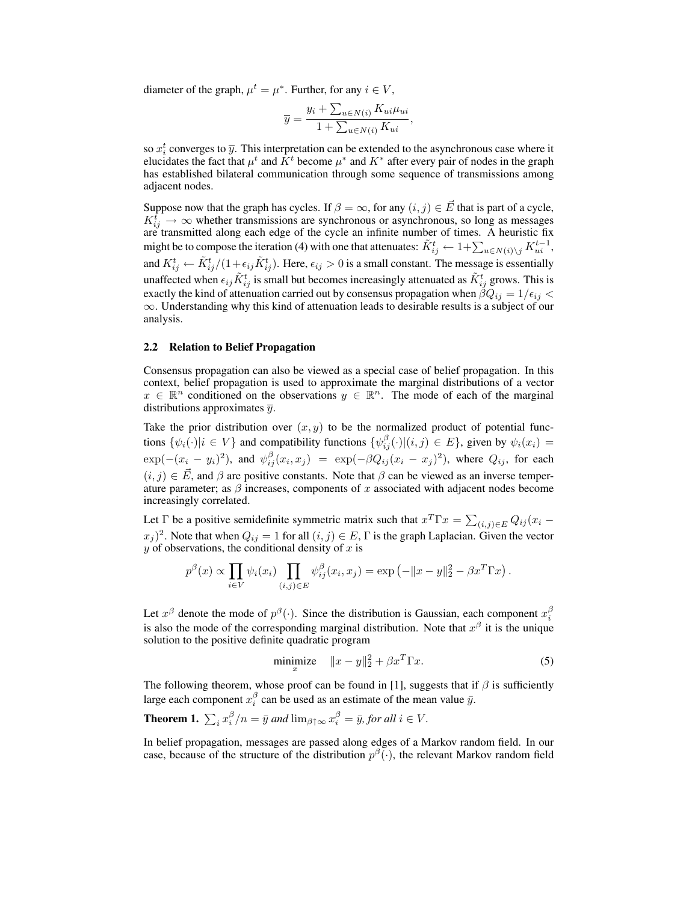diameter of the graph, $\mu^t = \mu^*$. Further, for any $i \in V$,

$$\overline{y} = \frac{y_i + \sum_{u \in N(i)} K_{ui}\mu_{ui}}{1 + \sum_{u \in N(i)} K_{ui}},$$

so $x_i^t$ converges to $\overline{y}$. This interpretation can be extended to the asynchronous case where it elucidates the fact that $\mu^t$ and $K^t$ become $\mu^*$ and $K^*$ after every pair of nodes in the graph has established bilateral communication through some sequence of transmissions among adjacent nodes.

Suppose now that the graph has cycles. If $\beta = \infty$, for any $(i,j) \in \vec{E}$ that is part of a cycle, $K_{ij}^t \to \infty$ whether transmissions are synchronous or asynchronous, so long as messages are transmitted along each edge of the cycle an infinite number of times. A heuristic fix might be to compose the iteration (4) with one that attenuates: $\tilde{K}_{ij}^t \leftarrow 1 + \sum_{u \in N(i)\setminus j} K_{ui}^{t-1}$, and $K_{ij}^t \leftarrow \tilde{K}_{ij}^t / (1 + \epsilon_{ij}\tilde{K}_{ij}^t)$. Here, $\epsilon_{ij} > 0$ is a small constant. The message is essentially unaffected when $\epsilon_{ij}\tilde{K}_{ij}^t$ is small but becomes increasingly attenuated as $\tilde{K}_{ij}^t$ grows. This is exactly the kind of attenuation carried out by consensus propagation when $\beta Q_{ij} = 1/\epsilon_{ij} < \infty$. Understanding why this kind of attenuation leads to desirable results is a subject of our analysis.

### 2.2 Relation to Belief Propagation

Consensus propagation can also be viewed as a special case of belief propagation. In this context, belief propagation is used to approximate the marginal distributions of a vector $x \in \mathbb{R}^n$ conditioned on the observations $y \in \mathbb{R}^n$. The mode of each of the marginal distributions approximates $\overline{y}$.

Take the prior distribution over $(x, y)$ to be the normalized product of potential functions $\{\psi_i(\cdot) | i \in V\}$ and compatibility functions $\{\psi_{ij}^\beta(\cdot) | (i,j) \in E\}$, given by $\psi_i(x_i) = \exp(-(x_i - y_i)^2)$, and $\psi_{ij}^\beta(x_i, x_j) = \exp(-\beta Q_{ij}(x_i - x_j)^2)$, where $Q_{ij}$, for each $(i,j) \in \vec{E}$, and $\beta$ are positive constants. Note that $\beta$ can be viewed as an inverse temperature parameter; as $\beta$ increases, components of $x$ associated with adjacent nodes become increasingly correlated.

Let $\Gamma$ be a positive semidefinite symmetric matrix such that $x^T\Gamma x = \sum_{(i,j)\in E} Q_{ij}(x_i - x_j)^2$. Note that when $Q_{ij} = 1$ for all $(i,j) \in E$, $\Gamma$ is the graph Laplacian. Given the vector $y$ of observations, the conditional density of $x$ is

$$p^\beta(x) \propto \prod_{i \in V} \psi_i(x_i) \prod_{(i,j)\in E} \psi_{ij}^\beta(x_i, x_j) = \exp\left(-\|x - y\|_2^2 - \beta x^T \Gamma x\right).$$

Let $x^\beta$ denote the mode of $p^\beta(\cdot)$. Since the distribution is Gaussian, each component $x_i^\beta$ is also the mode of the corresponding marginal distribution. Note that $x^\beta$ it is the unique solution to the positive definite quadratic program

$$\underset{x}{\text{minimize}} \quad \|x - y\|_2^2 + \beta x^T \Gamma x. \tag{5}$$

The following theorem, whose proof can be found in [1], suggests that if $\beta$ is sufficiently large each component $x_i^\beta$ can be used as an estimate of the mean value $\bar{y}$.

**Theorem 1.** *$\sum_i x_i^\beta / n = \bar{y}$ and $\lim_{\beta \uparrow \infty} x_i^\beta = \bar{y}$, for all $i \in V$.*

In belief propagation, messages are passed along edges of a Markov random field. In our case, because of the structure of the distribution $p^\beta(\cdot)$, the relevant Markov random field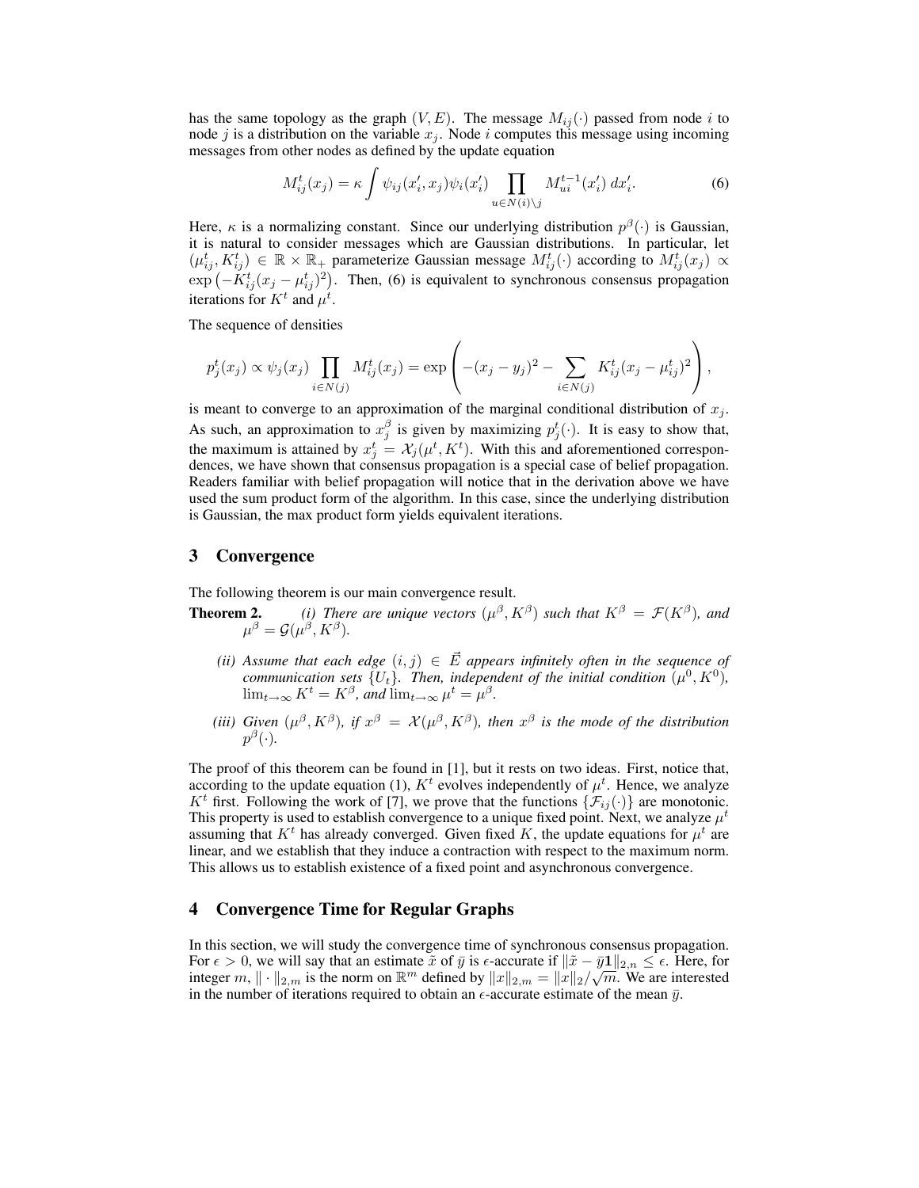has the same topology as the graph $(V, E)$. The message $M_{ij}(\cdot)$ passed from node $i$ to node $j$ is a distribution on the variable $x_j$. Node $i$ computes this message using incoming messages from other nodes as defined by the update equation

$$M_{ij}^t(x_j) = \kappa \int \psi_{ij}(x_i', x_j) \psi_i(x_i') \prod_{u \in N(i) \setminus j} M_{ui}^{t-1}(x_i') \, dx_i'. \tag{6}$$

Here, $\kappa$ is a normalizing constant. Since our underlying distribution $p^\beta(\cdot)$ is Gaussian, it is natural to consider messages which are Gaussian distributions. In particular, let $(\mu_{ij}^t, K_{ij}^t) \in \mathbb{R} \times \mathbb{R}_+$ parameterize Gaussian message $M_{ij}^t(\cdot)$ according to $M_{ij}^t(x_j) \propto \exp\left(-K_{ij}^t(x_j - \mu_{ij}^t)^2\right)$. Then, (6) is equivalent to synchronous consensus propagation iterations for $K^t$ and $\mu^t$.

The sequence of densities

$$p_j^t(x_j) \propto \psi_j(x_j) \prod_{i \in N(j)} M_{ij}^t(x_j) = \exp\left( -(x_j - y_j)^2 - \sum_{i \in N(j)} K_{ij}^t (x_j - \mu_{ij}^t)^2 \right),$$

is meant to converge to an approximation of the marginal conditional distribution of $x_j$. As such, an approximation to $x_j^\beta$ is given by maximizing $p_j^t(\cdot)$. It is easy to show that, the maximum is attained by $x_j^t = \mathcal{X}_j(\mu^t, K^t)$. With this and aforementioned correspondences, we have shown that consensus propagation is a special case of belief propagation. Readers familiar with belief propagation will notice that in the derivation above we have used the sum product form of the algorithm. In this case, since the underlying distribution is Gaussian, the max product form yields equivalent iterations.

## 3 Convergence

The following theorem is our main convergence result.

**Theorem 2.** *(i) There are unique vectors $(\mu^\beta, K^\beta)$ such that $K^\beta = \mathcal{F}(K^\beta)$, and $\mu^\beta = \mathcal{G}(\mu^\beta, K^\beta)$.*

*(ii) Assume that each edge $(i, j) \in \vec{E}$ appears infinitely often in the sequence of communication sets $\{U_t\}$. Then, independent of the initial condition $(\mu^0, K^0)$, $\lim_{t\to\infty} K^t = K^\beta$, and $\lim_{t\to\infty} \mu^t = \mu^\beta$.*

*(iii) Given $(\mu^\beta, K^\beta)$, if $x^\beta = \mathcal{X}(\mu^\beta, K^\beta)$, then $x^\beta$ is the mode of the distribution $p^\beta(\cdot)$.*

The proof of this theorem can be found in [1], but it rests on two ideas. First, notice that, according to the update equation (1), $K^t$ evolves independently of $\mu^t$. Hence, we analyze $K^t$ first. Following the work of [7], we prove that the functions $\{\mathcal{F}_{ij}(\cdot)\}$ are monotonic. This property is used to establish convergence to a unique fixed point. Next, we analyze $\mu^t$ assuming that $K^t$ has already converged. Given fixed $K$, the update equations for $\mu^t$ are linear, and we establish that they induce a contraction with respect to the maximum norm. This allows us to establish existence of a fixed point and asynchronous convergence.

## 4 Convergence Time for Regular Graphs

In this section, we will study the convergence time of synchronous consensus propagation. For $\epsilon > 0$, we will say that an estimate $\tilde{x}$ of $\bar{y}$ is $\epsilon$-accurate if $\|\tilde{x} - \bar{y}\mathbf{1}\|_{2,n} \leq \epsilon$. Here, for integer $m$, $\|\cdot\|_{2,m}$ is the norm on $\mathbb{R}^m$ defined by $\|x\|_{2,m} = \|x\|_2/\sqrt{m}$. We are interested in the number of iterations required to obtain an $\epsilon$-accurate estimate of the mean $\bar{y}$.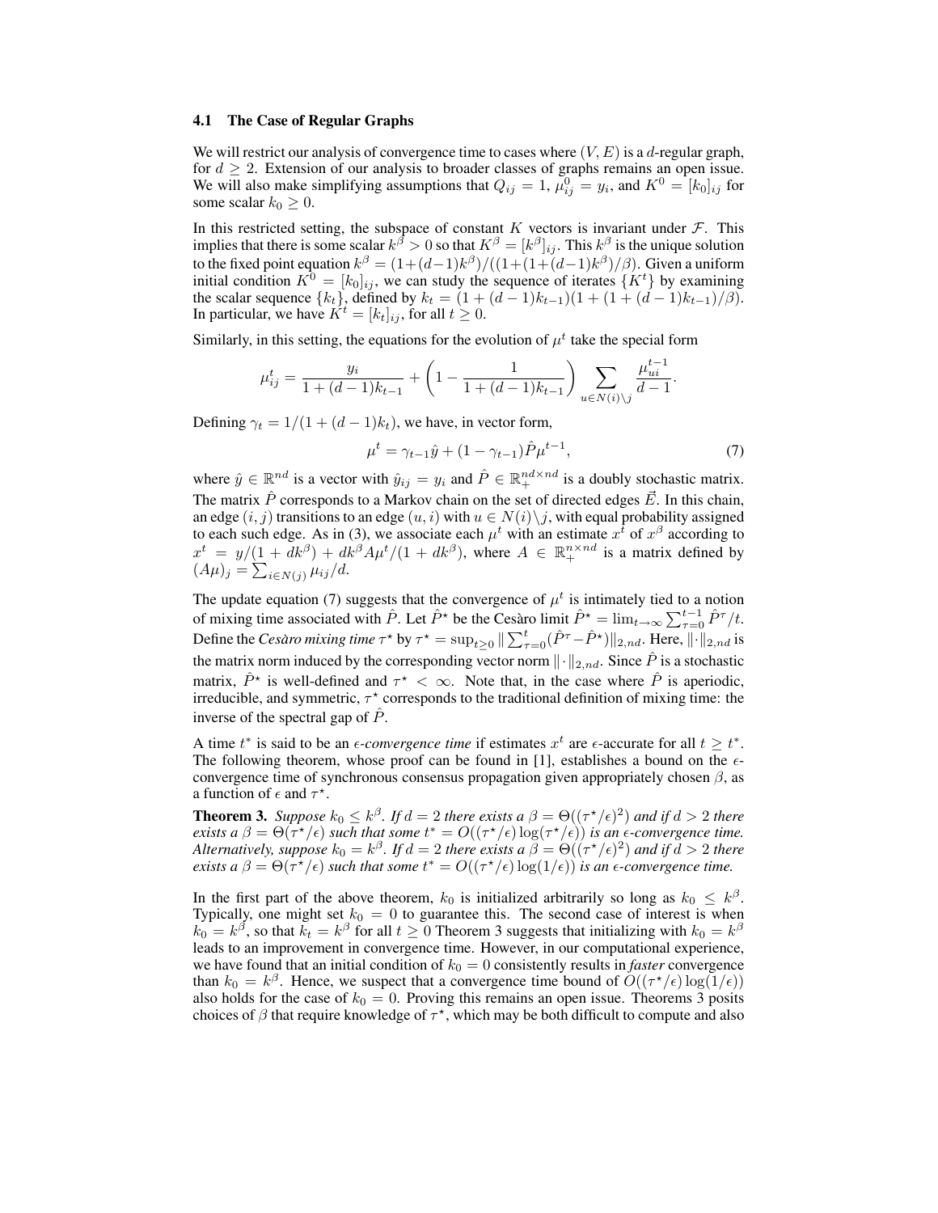### 4.1 The Case of Regular Graphs

We will restrict our analysis of convergence time to cases where $(V, E)$ is a $d$-regular graph, for $d \geq 2$. Extension of our analysis to broader classes of graphs remains an open issue. We will also make simplifying assumptions that $Q_{ij} = 1$, $\mu_{ij}^0 = y_i$, and $K^0 = [k_0]_{ij}$ for some scalar $k_0 \geq 0$.

In this restricted setting, the subspace of constant $K$ vectors is invariant under $\mathcal{F}$. This implies that there is some scalar $k^\beta > 0$ so that $K^\beta = [k^\beta]_{ij}$. This $k^\beta$ is the unique solution to the fixed point equation $k^\beta = (1+(d-1)k^\beta)/((1+(1+(d-1)k^\beta)/\beta)$. Given a uniform initial condition $K^0 = [k_0]_{ij}$, we can study the sequence of iterates $\{K^t\}$ by examining the scalar sequence $\{k_t\}$, defined by $k_t = (1 + (d-1)k_{t-1})(1 + (1 + (d-1)k_{t-1})/\beta)$. In particular, we have $K^t = [k_t]_{ij}$, for all $t \geq 0$.

Similarly, in this setting, the equations for the evolution of $\mu^t$ take the special form

$$\mu_{ij}^t = \frac{y_i}{1 + (d-1)k_{t-1}} + \left(1 - \frac{1}{1 + (d-1)k_{t-1}}\right) \sum_{u \in N(i) \setminus j} \frac{\mu_{ui}^{t-1}}{d-1}.$$

Defining $\gamma_t = 1/(1 + (d-1)k_t)$, we have, in vector form,

$$\mu^t = \gamma_{t-1}\hat{y} + (1 - \gamma_{t-1})\hat{P}\mu^{t-1}, \tag{7}$$

where $\hat{y} \in \mathbb{R}^{nd}$ is a vector with $\hat{y}_{ij} = y_i$ and $\hat{P} \in \mathbb{R}_+^{nd \times nd}$ is a doubly stochastic matrix. The matrix $\hat{P}$ corresponds to a Markov chain on the set of directed edges $\vec{E}$. In this chain, an edge $(i,j)$ transitions to an edge $(u,i)$ with $u \in N(i) \setminus j$, with equal probability assigned to each such edge. As in (3), we associate each $\mu^t$ with an estimate $x^t$ of $x^\beta$ according to $x^t = y/(1 + dk^\beta) + dk^\beta A\mu^t/(1 + dk^\beta)$, where $A \in \mathbb{R}_+^{n \times nd}$ is a matrix defined by $(A\mu)_j = \sum_{i \in N(j)} \mu_{ij}/d$.

The update equation (7) suggests that the convergence of $\mu^t$ is intimately tied to a notion of mixing time associated with $\hat{P}$. Let $\hat{P}^\star$ be the Cesàro limit $\hat{P}^\star = \lim_{t\to\infty} \sum_{\tau=0}^{t-1} \hat{P}^\tau / t$. Define the *Cesàro mixing time* $\tau^\star$ by $\tau^\star = \sup_{t \geq 0} \| \sum_{\tau=0}^{t} (\hat{P}^\tau - \hat{P}^\star) \|_{2,nd}$. Here, $\|\cdot\|_{2,nd}$ is the matrix norm induced by the corresponding vector norm $\|\cdot\|_{2,nd}$. Since $\hat{P}$ is a stochastic matrix, $\hat{P}^\star$ is well-defined and $\tau^\star < \infty$. Note that, in the case where $\hat{P}$ is aperiodic, irreducible, and symmetric, $\tau^\star$ corresponds to the traditional definition of mixing time: the inverse of the spectral gap of $\hat{P}$.

A time $t^*$ is said to be an $\epsilon$-*convergence time* if estimates $x^t$ are $\epsilon$-accurate for all $t \geq t^*$. The following theorem, whose proof can be found in [1], establishes a bound on the $\epsilon$-convergence time of synchronous consensus propagation given appropriately chosen $\beta$, as a function of $\epsilon$ and $\tau^\star$.

**Theorem 3.** *Suppose $k_0 \leq k^\beta$. If $d = 2$ there exists a $\beta = \Theta((\tau^\star/\epsilon)^2)$ and if $d > 2$ there exists a $\beta = \Theta(\tau^\star/\epsilon)$ such that some $t^* = O((\tau^\star/\epsilon)\log(\tau^\star/\epsilon))$ is an $\epsilon$-convergence time. Alternatively, suppose $k_0 = k^\beta$. If $d = 2$ there exists a $\beta = \Theta((\tau^\star/\epsilon)^2)$ and if $d > 2$ there exists a $\beta = \Theta(\tau^\star/\epsilon)$ such that some $t^* = O((\tau^\star/\epsilon)\log(1/\epsilon))$ is an $\epsilon$-convergence time.*

In the first part of the above theorem, $k_0$ is initialized arbitrarily so long as $k_0 \leq k^\beta$. Typically, one might set $k_0 = 0$ to guarantee this. The second case of interest is when $k_0 = k^\beta$, so that $k_t = k^\beta$ for all $t \geq 0$ Theorem 3 suggests that initializing with $k_0 = k^\beta$ leads to an improvement in convergence time. However, in our computational experience, we have found that an initial condition of $k_0 = 0$ consistently results in *faster* convergence than $k_0 = k^\beta$. Hence, we suspect that a convergence time bound of $O((\tau^\star/\epsilon)\log(1/\epsilon))$ also holds for the case of $k_0 = 0$. Proving this remains an open issue. Theorems 3 posits choices of $\beta$ that require knowledge of $\tau^\star$, which may be both difficult to compute and also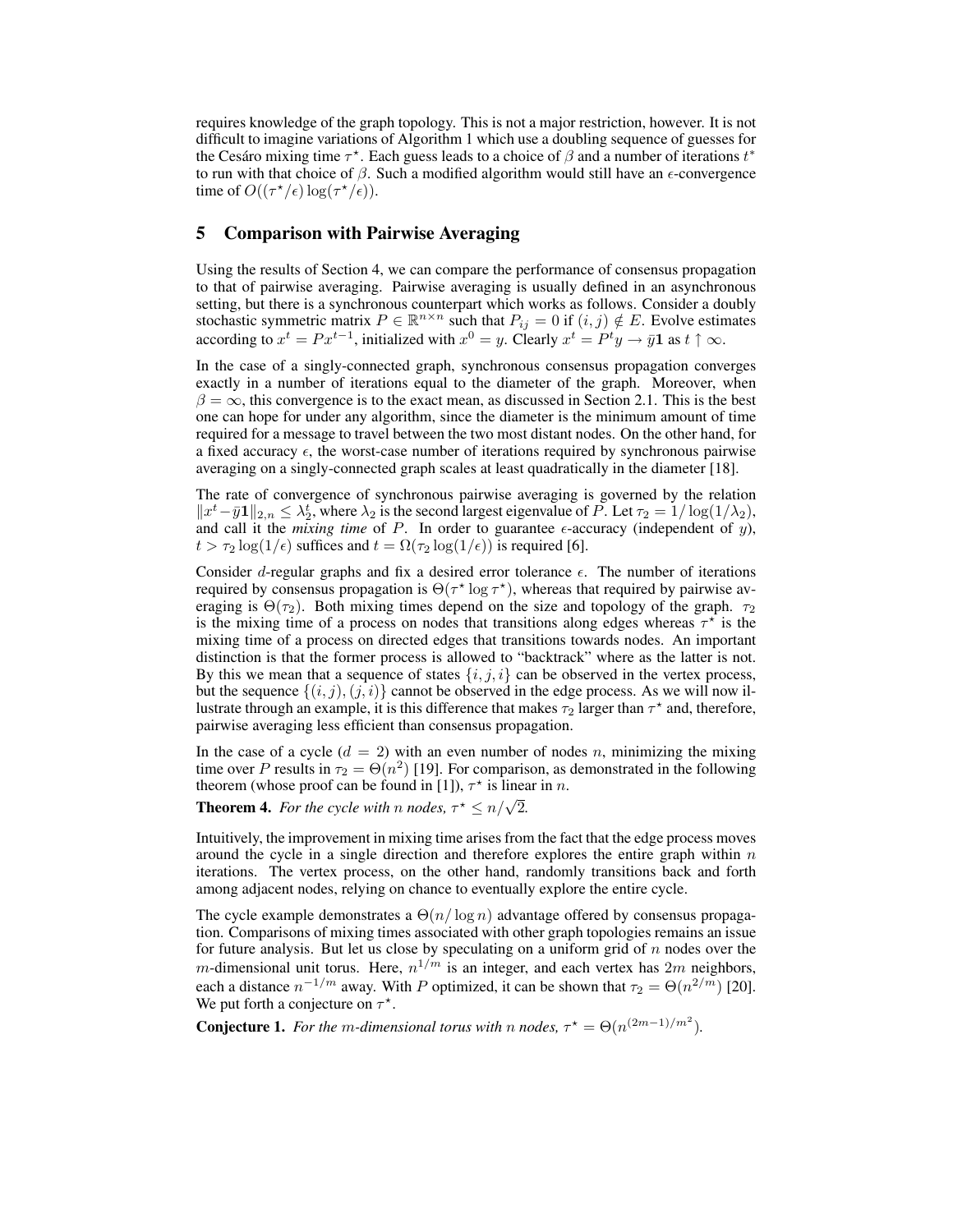requires knowledge of the graph topology. This is not a major restriction, however. It is not difficult to imagine variations of Algorithm 1 which use a doubling sequence of guesses for the Cesáro mixing time $\tau^\star$. Each guess leads to a choice of $\beta$ and a number of iterations $t^*$ to run with that choice of $\beta$. Such a modified algorithm would still have an $\epsilon$-convergence time of $O((\tau^\star/\epsilon)\log(\tau^\star/\epsilon))$.

## 5 Comparison with Pairwise Averaging

Using the results of Section 4, we can compare the performance of consensus propagation to that of pairwise averaging. Pairwise averaging is usually defined in an asynchronous setting, but there is a synchronous counterpart which works as follows. Consider a doubly stochastic symmetric matrix $P \in \mathbb{R}^{n\times n}$ such that $P_{ij} = 0$ if $(i,j) \notin E$. Evolve estimates according to $x^t = Px^{t-1}$, initialized with $x^0 = y$. Clearly $x^t = P^t y \to \bar{y}\mathbf{1}$ as $t \uparrow \infty$.

In the case of a singly-connected graph, synchronous consensus propagation converges exactly in a number of iterations equal to the diameter of the graph. Moreover, when $\beta = \infty$, this convergence is to the exact mean, as discussed in Section 2.1. This is the best one can hope for under any algorithm, since the diameter is the minimum amount of time required for a message to travel between the two most distant nodes. On the other hand, for a fixed accuracy $\epsilon$, the worst-case number of iterations required by synchronous pairwise averaging on a singly-connected graph scales at least quadratically in the diameter [18].

The rate of convergence of synchronous pairwise averaging is governed by the relation $\|x^t - \bar{y}\mathbf{1}\|_{2,n} \le \lambda_2^t$, where $\lambda_2$ is the second largest eigenvalue of $P$. Let $\tau_2 = 1/\log(1/\lambda_2)$, and call it the *mixing time* of $P$. In order to guarantee $\epsilon$-accuracy (independent of $y$), $t > \tau_2 \log(1/\epsilon)$ suffices and $t = \Omega(\tau_2 \log(1/\epsilon))$ is required [6].

Consider $d$-regular graphs and fix a desired error tolerance $\epsilon$. The number of iterations required by consensus propagation is $\Theta(\tau^\star \log \tau^\star)$, whereas that required by pairwise averaging is $\Theta(\tau_2)$. Both mixing times depend on the size and topology of the graph. $\tau_2$ is the mixing time of a process on nodes that transitions along edges whereas $\tau^\star$ is the mixing time of a process on directed edges that transitions towards nodes. An important distinction is that the former process is allowed to "backtrack" where as the latter is not. By this we mean that a sequence of states $\{i, j, i\}$ can be observed in the vertex process, but the sequence $\{(i,j),(j,i)\}$ cannot be observed in the edge process. As we will now illustrate through an example, it is this difference that makes $\tau_2$ larger than $\tau^\star$ and, therefore, pairwise averaging less efficient than consensus propagation.

In the case of a cycle ($d = 2$) with an even number of nodes $n$, minimizing the mixing time over $P$ results in $\tau_2 = \Theta(n^2)$ [19]. For comparison, as demonstrated in the following theorem (whose proof can be found in [1]), $\tau^\star$ is linear in $n$.

**Theorem 4.** *For the cycle with $n$ nodes, $\tau^\star \le n/\sqrt{2}$.*

Intuitively, the improvement in mixing time arises from the fact that the edge process moves around the cycle in a single direction and therefore explores the entire graph within $n$ iterations. The vertex process, on the other hand, randomly transitions back and forth among adjacent nodes, relying on chance to eventually explore the entire cycle.

The cycle example demonstrates a $\Theta(n/\log n)$ advantage offered by consensus propagation. Comparisons of mixing times associated with other graph topologies remains an issue for future analysis. But let us close by speculating on a uniform grid of $n$ nodes over the $m$-dimensional unit torus. Here, $n^{1/m}$ is an integer, and each vertex has $2m$ neighbors, each a distance $n^{-1/m}$ away. With $P$ optimized, it can be shown that $\tau_2 = \Theta(n^{2/m})$ [20]. We put forth a conjecture on $\tau^\star$.

**Conjecture 1.** *For the $m$-dimensional torus with $n$ nodes, $\tau^\star = \Theta(n^{(2m-1)/m^2})$.*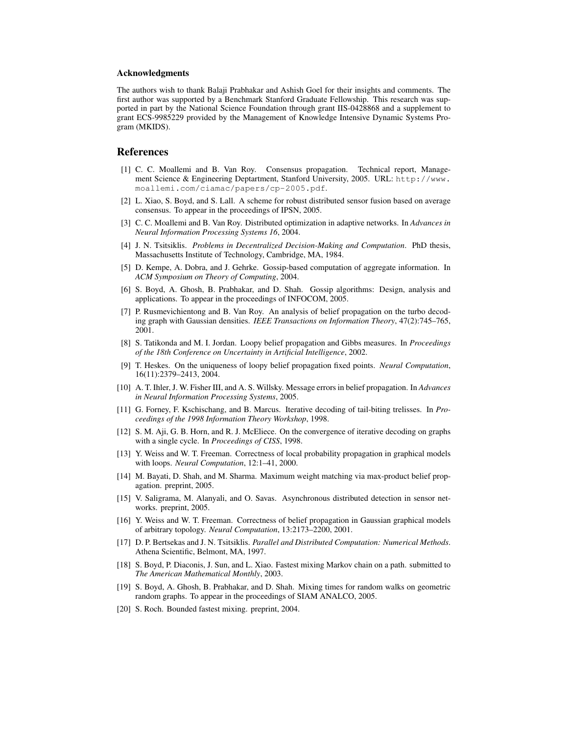**Acknowledgments**

The authors wish to thank Balaji Prabhakar and Ashish Goel for their insights and comments. The first author was supported by a Benchmark Stanford Graduate Fellowship. This research was supported in part by the National Science Foundation through grant IIS-0428868 and a supplement to grant ECS-9985229 provided by the Management of Knowledge Intensive Dynamic Systems Program (MKIDS).

## References

[1] C. C. Moallemi and B. Van Roy. Consensus propagation. Technical report, Management Science & Engineering Deptartment, Stanford University, 2005. URL: `http://www.moallemi.com/ciamac/papers/cp-2005.pdf`.

[2] L. Xiao, S. Boyd, and S. Lall. A scheme for robust distributed sensor fusion based on average consensus. To appear in the proceedings of IPSN, 2005.

[3] C. C. Moallemi and B. Van Roy. Distributed optimization in adaptive networks. In *Advances in Neural Information Processing Systems 16*, 2004.

[4] J. N. Tsitsiklis. *Problems in Decentralized Decision-Making and Computation*. PhD thesis, Massachusetts Institute of Technology, Cambridge, MA, 1984.

[5] D. Kempe, A. Dobra, and J. Gehrke. Gossip-based computation of aggregate information. In *ACM Symposium on Theory of Computing*, 2004.

[6] S. Boyd, A. Ghosh, B. Prabhakar, and D. Shah. Gossip algorithms: Design, analysis and applications. To appear in the proceedings of INFOCOM, 2005.

[7] P. Rusmevichientong and B. Van Roy. An analysis of belief propagation on the turbo decoding graph with Gaussian densities. *IEEE Transactions on Information Theory*, 47(2):745–765, 2001.

[8] S. Tatikonda and M. I. Jordan. Loopy belief propagation and Gibbs measures. In *Proceedings of the 18th Conference on Uncertainty in Artificial Intelligence*, 2002.

[9] T. Heskes. On the uniqueness of loopy belief propagation fixed points. *Neural Computation*, 16(11):2379–2413, 2004.

[10] A. T. Ihler, J. W. Fisher III, and A. S. Willsky. Message errors in belief propagation. In *Advances in Neural Information Processing Systems*, 2005.

[11] G. Forney, F. Kschischang, and B. Marcus. Iterative decoding of tail-biting trelisses. In *Proceedings of the 1998 Information Theory Workshop*, 1998.

[12] S. M. Aji, G. B. Horn, and R. J. McEliece. On the convergence of iterative decoding on graphs with a single cycle. In *Proceedings of CISS*, 1998.

[13] Y. Weiss and W. T. Freeman. Correctness of local probability propagation in graphical models with loops. *Neural Computation*, 12:1–41, 2000.

[14] M. Bayati, D. Shah, and M. Sharma. Maximum weight matching via max-product belief propagation. preprint, 2005.

[15] V. Saligrama, M. Alanyali, and O. Savas. Asynchronous distributed detection in sensor networks. preprint, 2005.

[16] Y. Weiss and W. T. Freeman. Correctness of belief propagation in Gaussian graphical models of arbitrary topology. *Neural Computation*, 13:2173–2200, 2001.

[17] D. P. Bertsekas and J. N. Tsitsiklis. *Parallel and Distributed Computation: Numerical Methods*. Athena Scientific, Belmont, MA, 1997.

[18] S. Boyd, P. Diaconis, J. Sun, and L. Xiao. Fastest mixing Markov chain on a path. submitted to *The American Mathematical Monthly*, 2003.

[19] S. Boyd, A. Ghosh, B. Prabhakar, and D. Shah. Mixing times for random walks on geometric random graphs. To appear in the proceedings of SIAM ANALCO, 2005.

[20] S. Roch. Bounded fastest mixing. preprint, 2004.